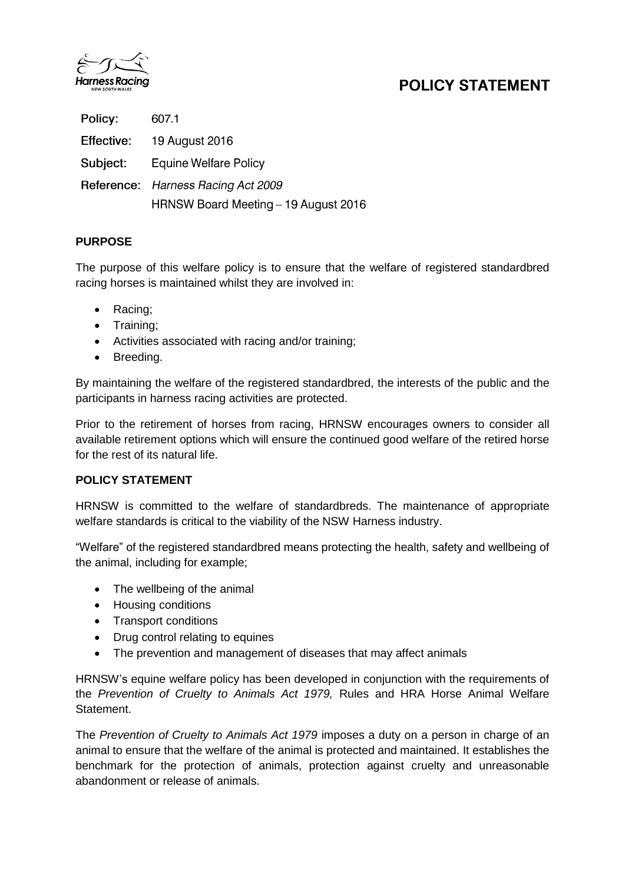# POLICY STATEMENT

**Policy:** 607.1

**Effective:** 19 August 2016

**Subject:** Equine Welfare Policy

**Reference:** *Harness Racing Act 2009*
HRNSW Board Meeting – 19 August 2016

## PURPOSE

The purpose of this welfare policy is to ensure that the welfare of registered standardbred racing horses is maintained whilst they are involved in:

- Racing;
- Training;
- Activities associated with racing and/or training;
- Breeding.

By maintaining the welfare of the registered standardbred, the interests of the public and the participants in harness racing activities are protected.

Prior to the retirement of horses from racing, HRNSW encourages owners to consider all available retirement options which will ensure the continued good welfare of the retired horse for the rest of its natural life.

## POLICY STATEMENT

HRNSW is committed to the welfare of standardbreds. The maintenance of appropriate welfare standards is critical to the viability of the NSW Harness industry.

"Welfare" of the registered standardbred means protecting the health, safety and wellbeing of the animal, including for example;

- The wellbeing of the animal
- Housing conditions
- Transport conditions
- Drug control relating to equines
- The prevention and management of diseases that may affect animals

HRNSW's equine welfare policy has been developed in conjunction with the requirements of the *Prevention of Cruelty to Animals Act 1979,* Rules and HRA Horse Animal Welfare Statement.

The *Prevention of Cruelty to Animals Act 1979* imposes a duty on a person in charge of an animal to ensure that the welfare of the animal is protected and maintained. It establishes the benchmark for the protection of animals, protection against cruelty and unreasonable abandonment or release of animals.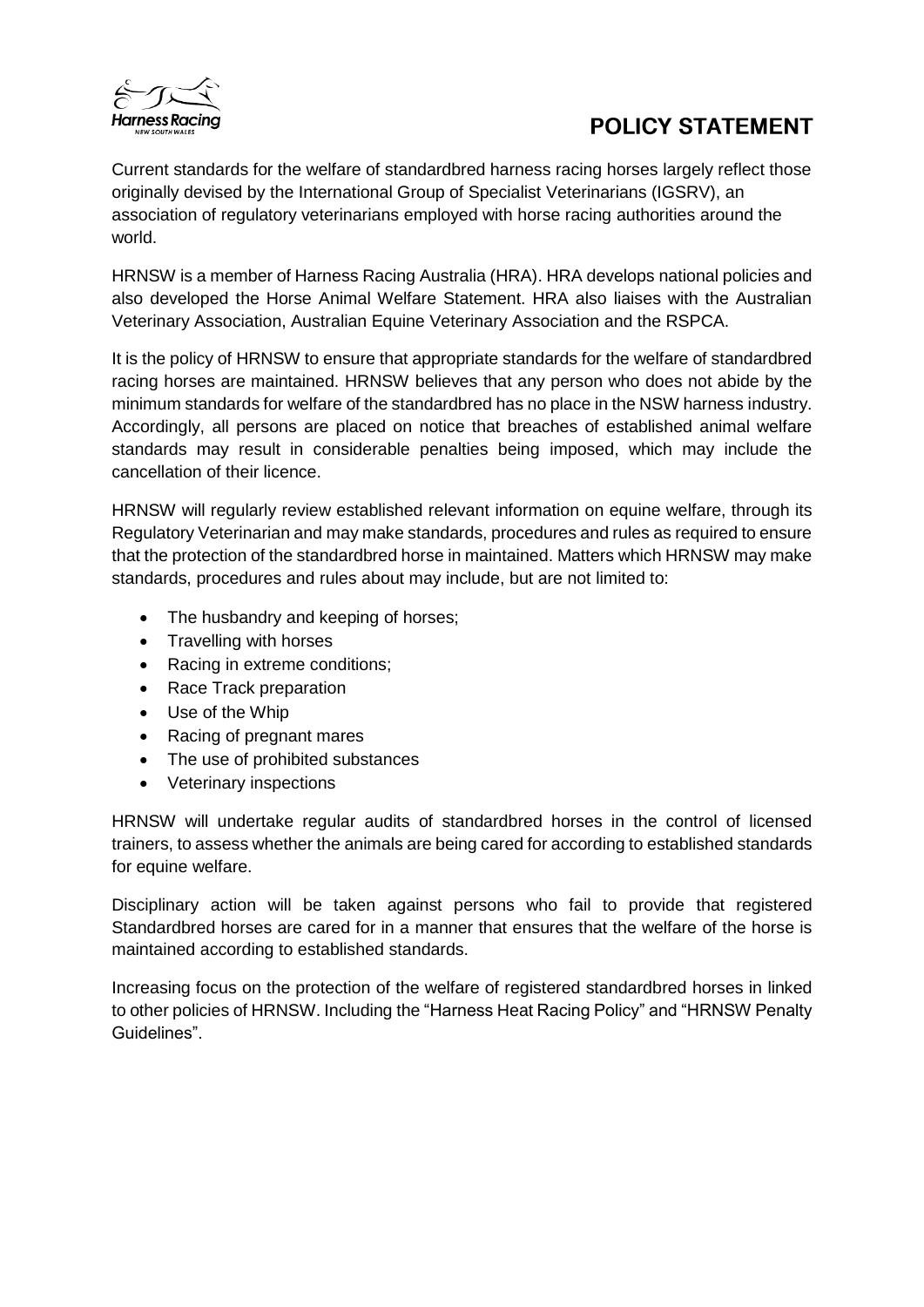# POLICY STATEMENT

Current standards for the welfare of standardbred harness racing horses largely reflect those originally devised by the International Group of Specialist Veterinarians (IGSRV), an association of regulatory veterinarians employed with horse racing authorities around the world.

HRNSW is a member of Harness Racing Australia (HRA). HRA develops national policies and also developed the Horse Animal Welfare Statement. HRA also liaises with the Australian Veterinary Association, Australian Equine Veterinary Association and the RSPCA.

It is the policy of HRNSW to ensure that appropriate standards for the welfare of standardbred racing horses are maintained. HRNSW believes that any person who does not abide by the minimum standards for welfare of the standardbred has no place in the NSW harness industry. Accordingly, all persons are placed on notice that breaches of established animal welfare standards may result in considerable penalties being imposed, which may include the cancellation of their licence.

HRNSW will regularly review established relevant information on equine welfare, through its Regulatory Veterinarian and may make standards, procedures and rules as required to ensure that the protection of the standardbred horse in maintained. Matters which HRNSW may make standards, procedures and rules about may include, but are not limited to:

- The husbandry and keeping of horses;
- Travelling with horses
- Racing in extreme conditions;
- Race Track preparation
- Use of the Whip
- Racing of pregnant mares
- The use of prohibited substances
- Veterinary inspections

HRNSW will undertake regular audits of standardbred horses in the control of licensed trainers, to assess whether the animals are being cared for according to established standards for equine welfare.

Disciplinary action will be taken against persons who fail to provide that registered Standardbred horses are cared for in a manner that ensures that the welfare of the horse is maintained according to established standards.

Increasing focus on the protection of the welfare of registered standardbred horses in linked to other policies of HRNSW. Including the "Harness Heat Racing Policy" and "HRNSW Penalty Guidelines".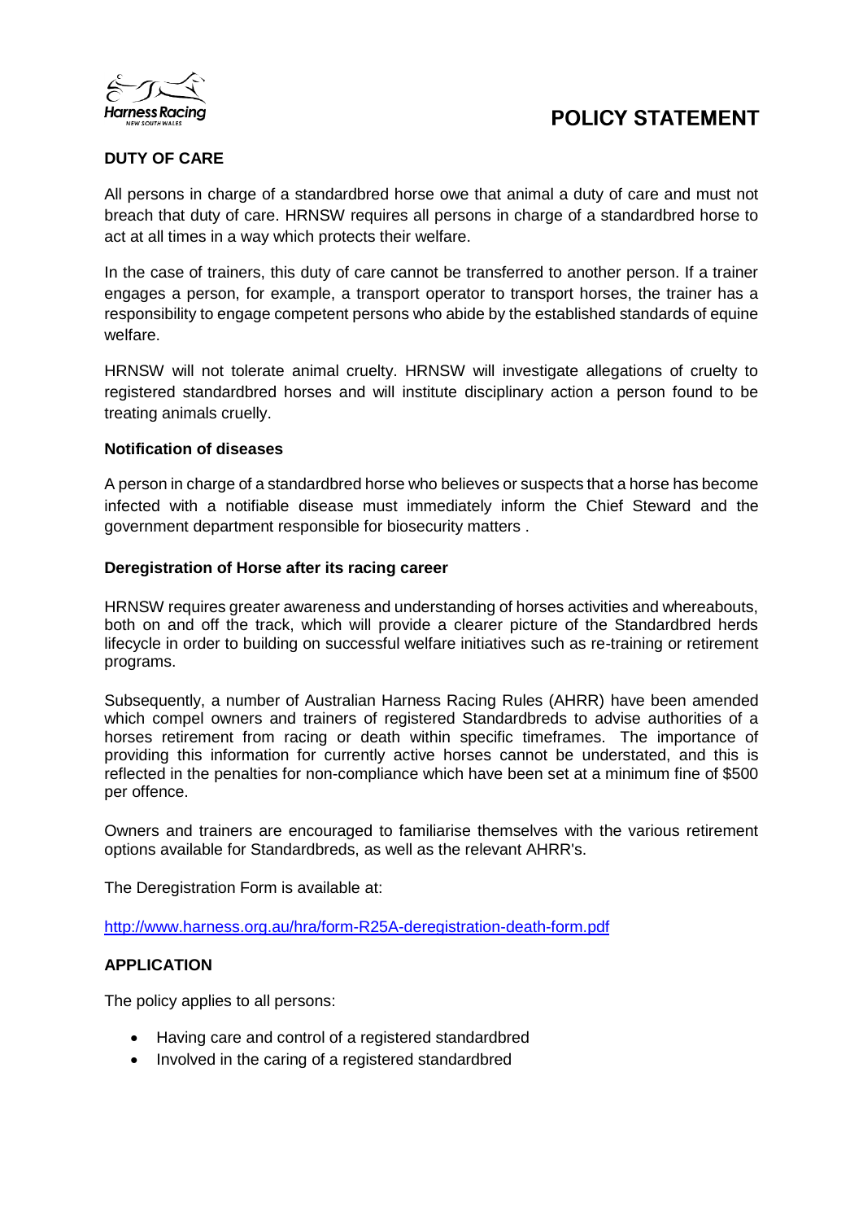# POLICY STATEMENT

## DUTY OF CARE

All persons in charge of a standardbred horse owe that animal a duty of care and must not breach that duty of care. HRNSW requires all persons in charge of a standardbred horse to act at all times in a way which protects their welfare.

In the case of trainers, this duty of care cannot be transferred to another person. If a trainer engages a person, for example, a transport operator to transport horses, the trainer has a responsibility to engage competent persons who abide by the established standards of equine welfare.

HRNSW will not tolerate animal cruelty. HRNSW will investigate allegations of cruelty to registered standardbred horses and will institute disciplinary action a person found to be treating animals cruelly.

### Notification of diseases

A person in charge of a standardbred horse who believes or suspects that a horse has become infected with a notifiable disease must immediately inform the Chief Steward and the government department responsible for biosecurity matters .

### Deregistration of Horse after its racing career

HRNSW requires greater awareness and understanding of horses activities and whereabouts, both on and off the track, which will provide a clearer picture of the Standardbred herds lifecycle in order to building on successful welfare initiatives such as re-training or retirement programs.

Subsequently, a number of Australian Harness Racing Rules (AHRR) have been amended which compel owners and trainers of registered Standardbreds to advise authorities of a horses retirement from racing or death within specific timeframes. The importance of providing this information for currently active horses cannot be understated, and this is reflected in the penalties for non-compliance which have been set at a minimum fine of $500 per offence.

Owners and trainers are encouraged to familiarise themselves with the various retirement options available for Standardbreds, as well as the relevant AHRR's.

The Deregistration Form is available at:

http://www.harness.org.au/hra/form-R25A-deregistration-death-form.pdf

## APPLICATION

The policy applies to all persons:

- Having care and control of a registered standardbred
- Involved in the caring of a registered standardbred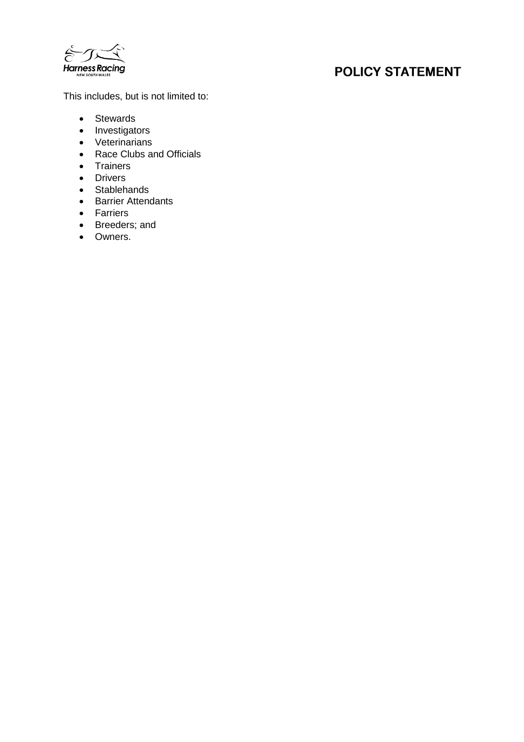This includes, but is not limited to:

- Stewards
- Investigators
- Veterinarians
- Race Clubs and Officials
- Trainers
- Drivers
- Stablehands
- Barrier Attendants
- Farriers
- Breeders; and
- Owners.